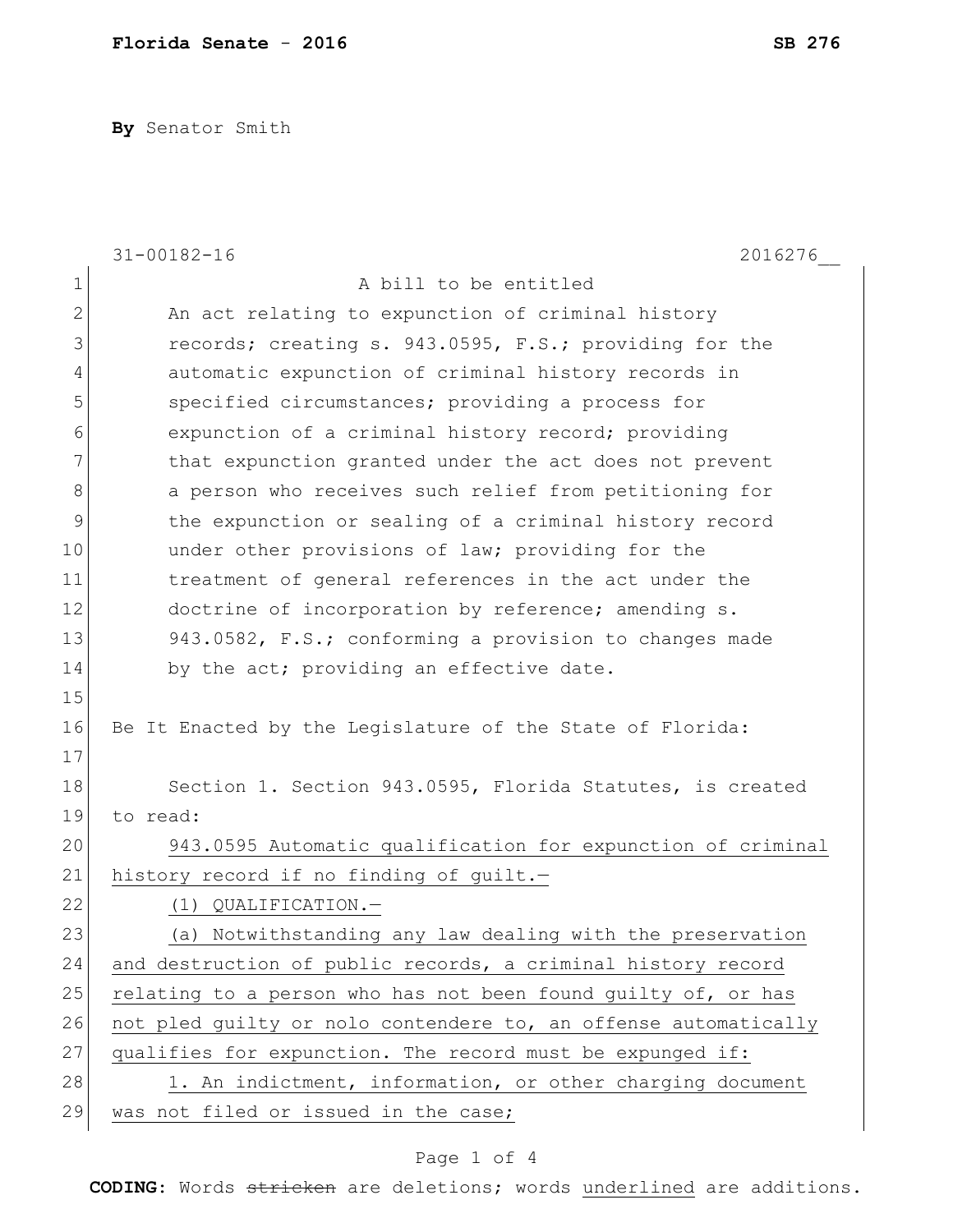By Senator Smith

31-00182-16 2016276__

A bill to be entitled

An act relating to expunction of criminal history records; creating s. 943.0595, F.S.; providing for the automatic expunction of criminal history records in specified circumstances; providing a process for expunction of a criminal history record; providing that expunction granted under the act does not prevent a person who receives such relief from petitioning for the expunction or sealing of a criminal history record under other provisions of law; providing for the treatment of general references in the act under the doctrine of incorporation by reference; amending s. 943.0582, F.S.; conforming a provision to changes made by the act; providing an effective date.

Be It Enacted by the Legislature of the State of Florida:

Section 1. Section 943.0595, Florida Statutes, is created to read:

943.0595 Automatic qualification for expunction of criminal history record if no finding of guilt.—

(1) QUALIFICATION.—

(a) Notwithstanding any law dealing with the preservation and destruction of public records, a criminal history record relating to a person who has not been found guilty of, or has not pled guilty or nolo contendere to, an offense automatically qualifies for expunction. The record must be expunged if:

1. An indictment, information, or other charging document was not filed or issued in the case;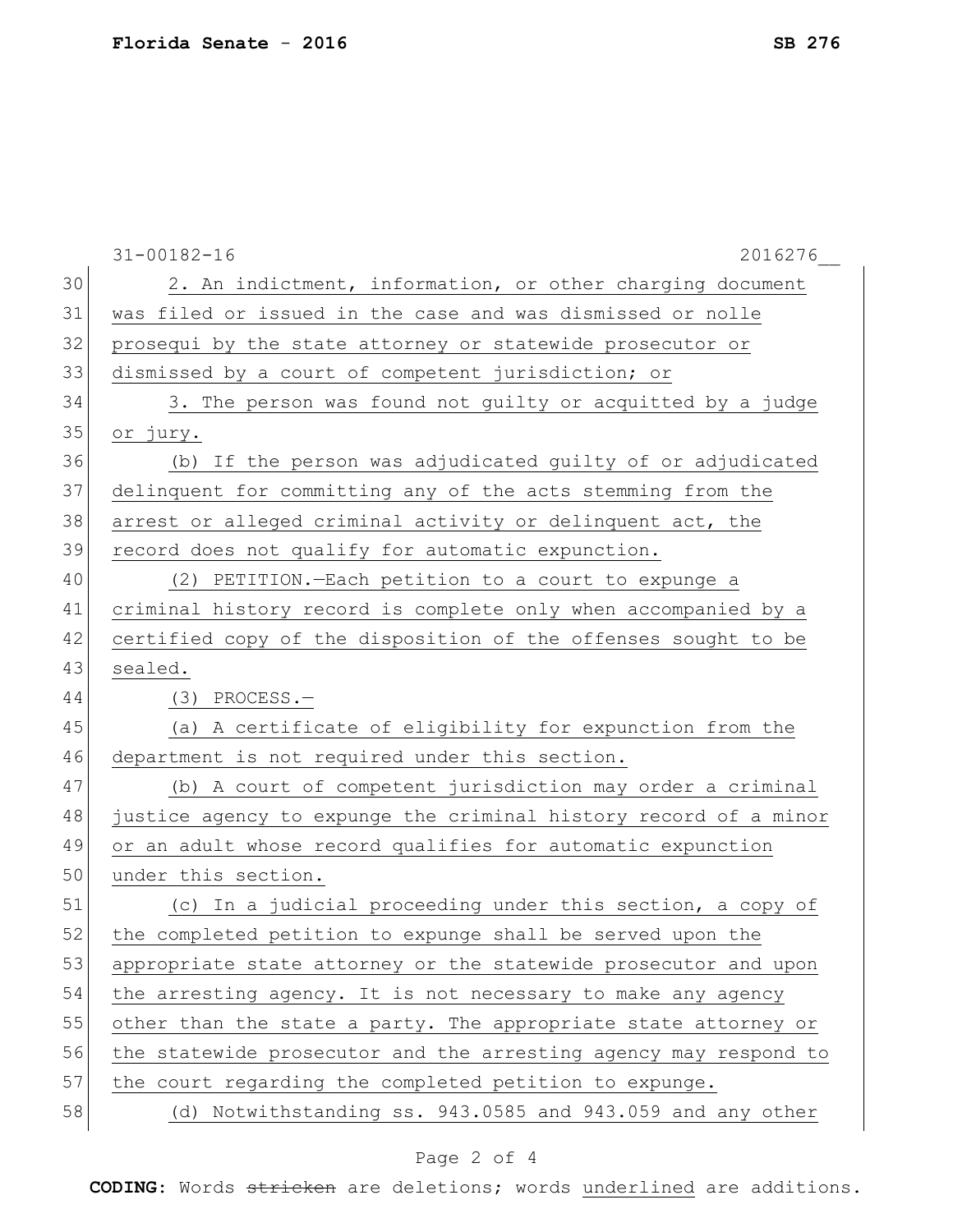2. An indictment, information, or other charging document was filed or issued in the case and was dismissed or nolle prosequi by the state attorney or statewide prosecutor or dismissed by a court of competent jurisdiction; or

3. The person was found not guilty or acquitted by a judge or jury.

(b) If the person was adjudicated guilty of or adjudicated delinquent for committing any of the acts stemming from the arrest or alleged criminal activity or delinquent act, the record does not qualify for automatic expunction.

(2) PETITION.—Each petition to a court to expunge a criminal history record is complete only when accompanied by a certified copy of the disposition of the offenses sought to be sealed.

(3) PROCESS.—

(a) A certificate of eligibility for expunction from the department is not required under this section.

(b) A court of competent jurisdiction may order a criminal justice agency to expunge the criminal history record of a minor or an adult whose record qualifies for automatic expunction under this section.

(c) In a judicial proceeding under this section, a copy of the completed petition to expunge shall be served upon the appropriate state attorney or the statewide prosecutor and upon the arresting agency. It is not necessary to make any agency other than the state a party. The appropriate state attorney or the statewide prosecutor and the arresting agency may respond to the court regarding the completed petition to expunge.

(d) Notwithstanding ss. 943.0585 and 943.059 and any other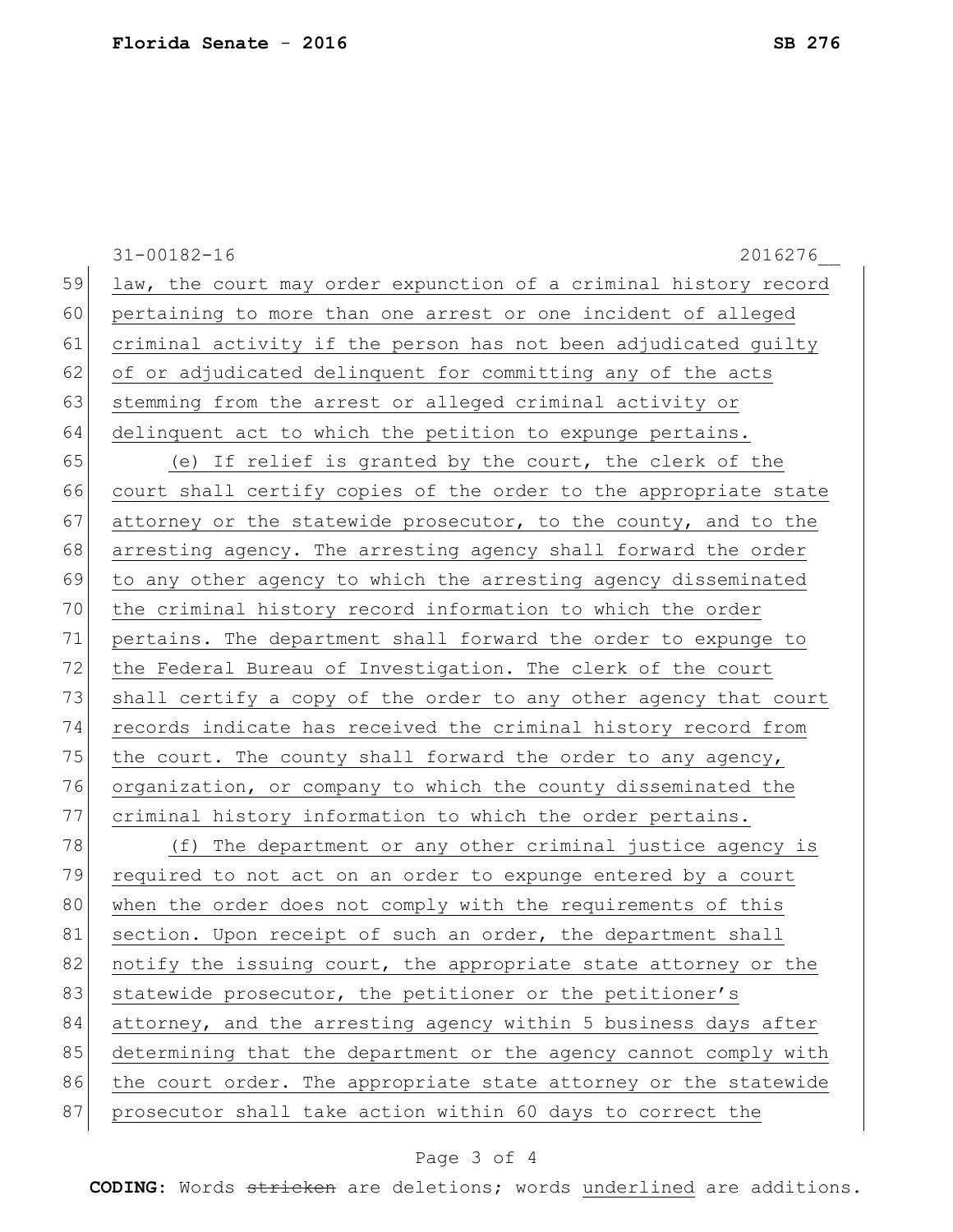law, the court may order expunction of a criminal history record pertaining to more than one arrest or one incident of alleged criminal activity if the person has not been adjudicated guilty of or adjudicated delinquent for committing any of the acts stemming from the arrest or alleged criminal activity or delinquent act to which the petition to expunge pertains.

(e) If relief is granted by the court, the clerk of the court shall certify copies of the order to the appropriate state attorney or the statewide prosecutor, to the county, and to the arresting agency. The arresting agency shall forward the order to any other agency to which the arresting agency disseminated the criminal history record information to which the order pertains. The department shall forward the order to expunge to the Federal Bureau of Investigation. The clerk of the court shall certify a copy of the order to any other agency that court records indicate has received the criminal history record from the court. The county shall forward the order to any agency, organization, or company to which the county disseminated the criminal history information to which the order pertains.

(f) The department or any other criminal justice agency is required to not act on an order to expunge entered by a court when the order does not comply with the requirements of this section. Upon receipt of such an order, the department shall notify the issuing court, the appropriate state attorney or the statewide prosecutor, the petitioner or the petitioner's attorney, and the arresting agency within 5 business days after determining that the department or the agency cannot comply with the court order. The appropriate state attorney or the statewide prosecutor shall take action within 60 days to correct the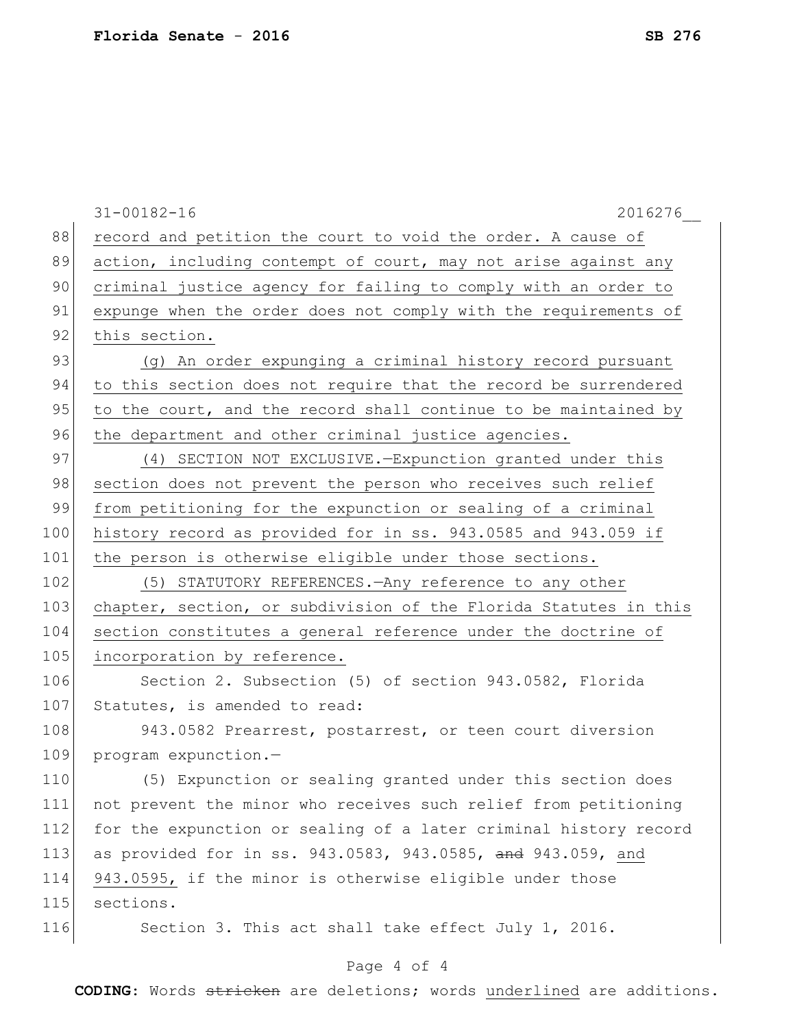record and petition the court to void the order. A cause of action, including contempt of court, may not arise against any criminal justice agency for failing to comply with an order to expunge when the order does not comply with the requirements of this section.

(g) An order expunging a criminal history record pursuant to this section does not require that the record be surrendered to the court, and the record shall continue to be maintained by the department and other criminal justice agencies.

(4) SECTION NOT EXCLUSIVE.—Expunction granted under this section does not prevent the person who receives such relief from petitioning for the expunction or sealing of a criminal history record as provided for in ss. 943.0585 and 943.059 if the person is otherwise eligible under those sections.

(5) STATUTORY REFERENCES.—Any reference to any other chapter, section, or subdivision of the Florida Statutes in this section constitutes a general reference under the doctrine of incorporation by reference.

Section 2. Subsection (5) of section 943.0582, Florida Statutes, is amended to read:

943.0582 Prearrest, postarrest, or teen court diversion program expunction.—

(5) Expunction or sealing granted under this section does not prevent the minor who receives such relief from petitioning for the expunction or sealing of a later criminal history record as provided for in ss. 943.0583, 943.0585, ~~and~~ 943.059, and 943.0595, if the minor is otherwise eligible under those sections.

Section 3. This act shall take effect July 1, 2016.

**CODING:** Words ~~stricken~~ are deletions; words underlined are additions.